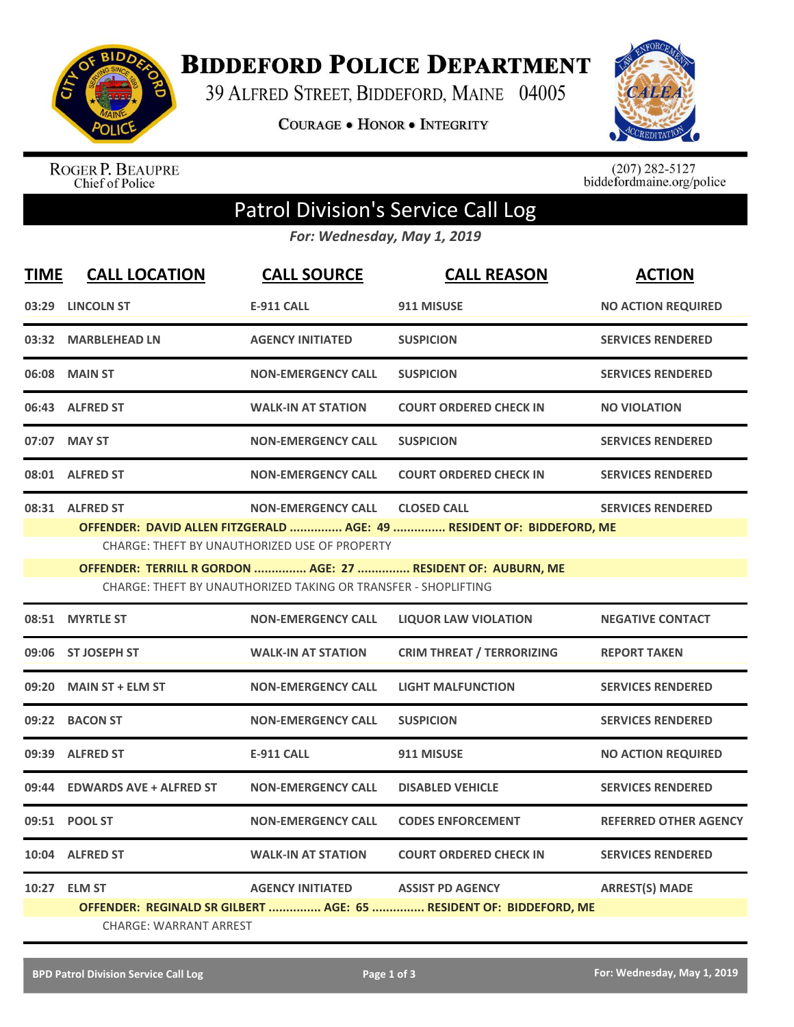# Biddeford Police Department

39 Alfred Street, Biddeford, Maine 04005

Courage • Honor • Integrity

Roger P. Beaupre
Chief of Police

(207) 282-5127
biddefordmaine.org/police

## Patrol Division's Service Call Log

*For: Wednesday, May 1, 2019*

| TIME | CALL LOCATION | CALL SOURCE | CALL REASON | ACTION |
|---|---|---|---|---|
| 03:29 | LINCOLN ST | E-911 CALL | 911 MISUSE | NO ACTION REQUIRED |
| 03:32 | MARBLEHEAD LN | AGENCY INITIATED | SUSPICION | SERVICES RENDERED |
| 06:08 | MAIN ST | NON-EMERGENCY CALL | SUSPICION | SERVICES RENDERED |
| 06:43 | ALFRED ST | WALK-IN AT STATION | COURT ORDERED CHECK IN | NO VIOLATION |
| 07:07 | MAY ST | NON-EMERGENCY CALL | SUSPICION | SERVICES RENDERED |
| 08:01 | ALFRED ST | NON-EMERGENCY CALL | COURT ORDERED CHECK IN | SERVICES RENDERED |
| 08:31 | ALFRED ST | NON-EMERGENCY CALL | CLOSED CALL | SERVICES RENDERED |

**OFFENDER: DAVID ALLEN FITZGERALD ............... AGE: 49 ............... RESIDENT OF: BIDDEFORD, ME**
CHARGE: THEFT BY UNAUTHORIZED USE OF PROPERTY

**OFFENDER: TERRILL R GORDON ............... AGE: 27 ............... RESIDENT OF: AUBURN, ME**
CHARGE: THEFT BY UNAUTHORIZED TAKING OR TRANSFER - SHOPLIFTING

| TIME | CALL LOCATION | CALL SOURCE | CALL REASON | ACTION |
|---|---|---|---|---|
| 08:51 | MYRTLE ST | NON-EMERGENCY CALL | LIQUOR LAW VIOLATION | NEGATIVE CONTACT |
| 09:06 | ST JOSEPH ST | WALK-IN AT STATION | CRIM THREAT / TERRORIZING | REPORT TAKEN |
| 09:20 | MAIN ST + ELM ST | NON-EMERGENCY CALL | LIGHT MALFUNCTION | SERVICES RENDERED |
| 09:22 | BACON ST | NON-EMERGENCY CALL | SUSPICION | SERVICES RENDERED |
| 09:39 | ALFRED ST | E-911 CALL | 911 MISUSE | NO ACTION REQUIRED |
| 09:44 | EDWARDS AVE + ALFRED ST | NON-EMERGENCY CALL | DISABLED VEHICLE | SERVICES RENDERED |
| 09:51 | POOL ST | NON-EMERGENCY CALL | CODES ENFORCEMENT | REFERRED OTHER AGENCY |
| 10:04 | ALFRED ST | WALK-IN AT STATION | COURT ORDERED CHECK IN | SERVICES RENDERED |
| 10:27 | ELM ST | AGENCY INITIATED | ASSIST PD AGENCY | ARREST(S) MADE |

**OFFENDER: REGINALD SR GILBERT ............... AGE: 65 ............... RESIDENT OF: BIDDEFORD, ME**
CHARGE: WARRANT ARREST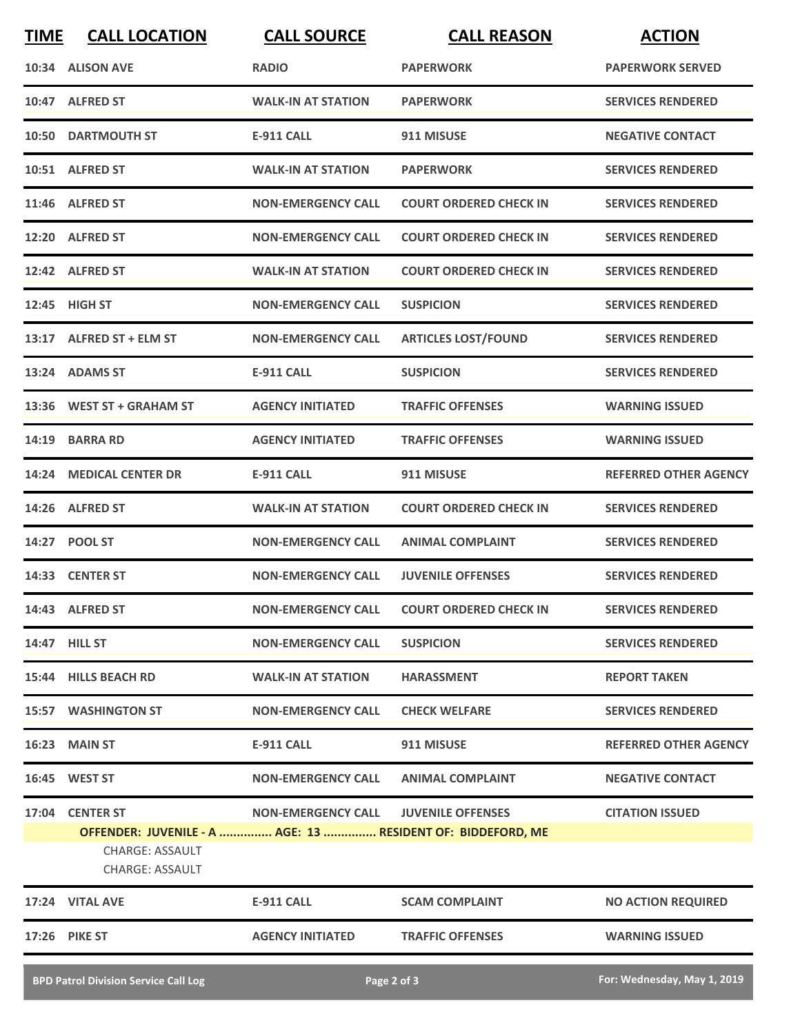| TIME | CALL LOCATION | CALL SOURCE | CALL REASON | ACTION |
|---|---|---|---|---|
| 10:34 | ALISON AVE | RADIO | PAPERWORK | PAPERWORK SERVED |
| 10:47 | ALFRED ST | WALK-IN AT STATION | PAPERWORK | SERVICES RENDERED |
| 10:50 | DARTMOUTH ST | E-911 CALL | 911 MISUSE | NEGATIVE CONTACT |
| 10:51 | ALFRED ST | WALK-IN AT STATION | PAPERWORK | SERVICES RENDERED |
| 11:46 | ALFRED ST | NON-EMERGENCY CALL | COURT ORDERED CHECK IN | SERVICES RENDERED |
| 12:20 | ALFRED ST | NON-EMERGENCY CALL | COURT ORDERED CHECK IN | SERVICES RENDERED |
| 12:42 | ALFRED ST | WALK-IN AT STATION | COURT ORDERED CHECK IN | SERVICES RENDERED |
| 12:45 | HIGH ST | NON-EMERGENCY CALL | SUSPICION | SERVICES RENDERED |
| 13:17 | ALFRED ST + ELM ST | NON-EMERGENCY CALL | ARTICLES LOST/FOUND | SERVICES RENDERED |
| 13:24 | ADAMS ST | E-911 CALL | SUSPICION | SERVICES RENDERED |
| 13:36 | WEST ST + GRAHAM ST | AGENCY INITIATED | TRAFFIC OFFENSES | WARNING ISSUED |
| 14:19 | BARRA RD | AGENCY INITIATED | TRAFFIC OFFENSES | WARNING ISSUED |
| 14:24 | MEDICAL CENTER DR | E-911 CALL | 911 MISUSE | REFERRED OTHER AGENCY |
| 14:26 | ALFRED ST | WALK-IN AT STATION | COURT ORDERED CHECK IN | SERVICES RENDERED |
| 14:27 | POOL ST | NON-EMERGENCY CALL | ANIMAL COMPLAINT | SERVICES RENDERED |
| 14:33 | CENTER ST | NON-EMERGENCY CALL | JUVENILE OFFENSES | SERVICES RENDERED |
| 14:43 | ALFRED ST | NON-EMERGENCY CALL | COURT ORDERED CHECK IN | SERVICES RENDERED |
| 14:47 | HILL ST | NON-EMERGENCY CALL | SUSPICION | SERVICES RENDERED |
| 15:44 | HILLS BEACH RD | WALK-IN AT STATION | HARASSMENT | REPORT TAKEN |
| 15:57 | WASHINGTON ST | NON-EMERGENCY CALL | CHECK WELFARE | SERVICES RENDERED |
| 16:23 | MAIN ST | E-911 CALL | 911 MISUSE | REFERRED OTHER AGENCY |
| 16:45 | WEST ST | NON-EMERGENCY CALL | ANIMAL COMPLAINT | NEGATIVE CONTACT |
| 17:04 | CENTER ST | NON-EMERGENCY CALL | JUVENILE OFFENSES | CITATION ISSUED |
| | OFFENDER: JUVENILE - A ............... AGE: 13 ............... RESIDENT OF: BIDDEFORD, ME | | | |
| | CHARGE: ASSAULT<br>CHARGE: ASSAULT | | | |
| 17:24 | VITAL AVE | E-911 CALL | SCAM COMPLAINT | NO ACTION REQUIRED |
| 17:26 | PIKE ST | AGENCY INITIATED | TRAFFIC OFFENSES | WARNING ISSUED |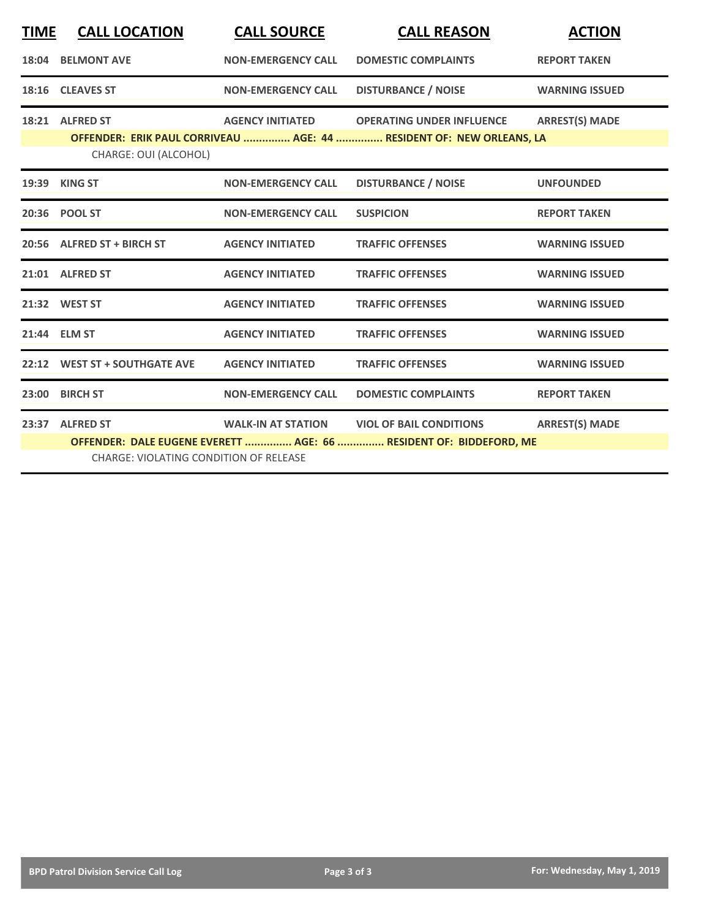| TIME | CALL LOCATION | CALL SOURCE | CALL REASON | ACTION |
|---|---|---|---|---|
| 18:04 | BELMONT AVE | NON-EMERGENCY CALL | DOMESTIC COMPLAINTS | REPORT TAKEN |
| 18:16 | CLEAVES ST | NON-EMERGENCY CALL | DISTURBANCE / NOISE | WARNING ISSUED |
| 18:21 | ALFRED ST | AGENCY INITIATED | OPERATING UNDER INFLUENCE | ARREST(S) MADE |

**OFFENDER: ERIK PAUL CORRIVEAU ............... AGE: 44 ............... RESIDENT OF: NEW ORLEANS, LA**

CHARGE: OUI (ALCOHOL)

| TIME | CALL LOCATION | CALL SOURCE | CALL REASON | ACTION |
|---|---|---|---|---|
| 19:39 | KING ST | NON-EMERGENCY CALL | DISTURBANCE / NOISE | UNFOUNDED |
| 20:36 | POOL ST | NON-EMERGENCY CALL | SUSPICION | REPORT TAKEN |
| 20:56 | ALFRED ST + BIRCH ST | AGENCY INITIATED | TRAFFIC OFFENSES | WARNING ISSUED |
| 21:01 | ALFRED ST | AGENCY INITIATED | TRAFFIC OFFENSES | WARNING ISSUED |
| 21:32 | WEST ST | AGENCY INITIATED | TRAFFIC OFFENSES | WARNING ISSUED |
| 21:44 | ELM ST | AGENCY INITIATED | TRAFFIC OFFENSES | WARNING ISSUED |
| 22:12 | WEST ST + SOUTHGATE AVE | AGENCY INITIATED | TRAFFIC OFFENSES | WARNING ISSUED |
| 23:00 | BIRCH ST | NON-EMERGENCY CALL | DOMESTIC COMPLAINTS | REPORT TAKEN |
| 23:37 | ALFRED ST | WALK-IN AT STATION | VIOL OF BAIL CONDITIONS | ARREST(S) MADE |

**OFFENDER: DALE EUGENE EVERETT ............... AGE: 66 ............... RESIDENT OF: BIDDEFORD, ME**

CHARGE: VIOLATING CONDITION OF RELEASE